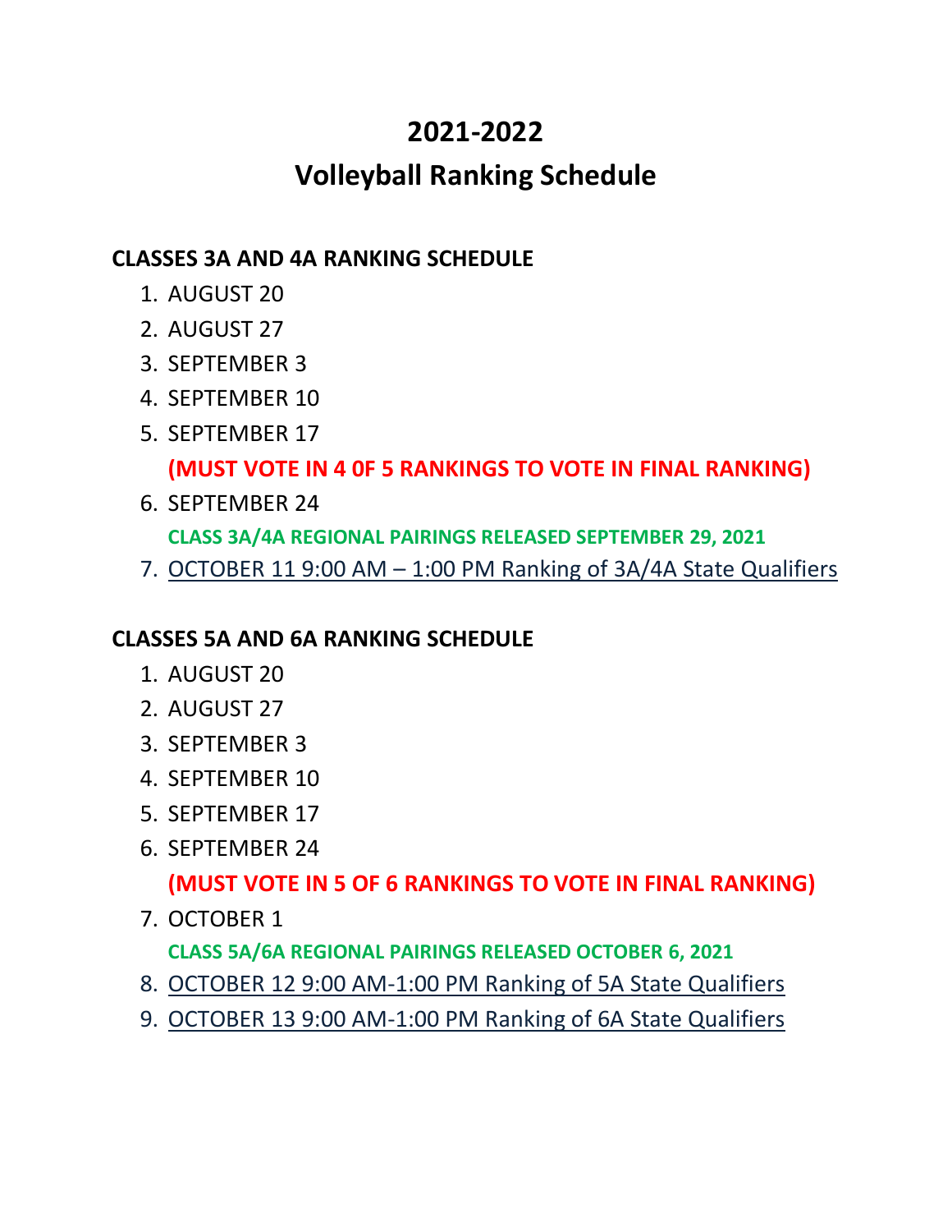# 2021-2022

# Volleyball Ranking Schedule

**CLASSES 3A AND 4A RANKING SCHEDULE**

1. AUGUST 20
2. AUGUST 27
3. SEPTEMBER 3
4. SEPTEMBER 10
5. SEPTEMBER 17

   **(MUST VOTE IN 4 0F 5 RANKINGS TO VOTE IN FINAL RANKING)**
6. SEPTEMBER 24

   **CLASS 3A/4A REGIONAL PAIRINGS RELEASED SEPTEMBER 29, 2021**
7. OCTOBER 11 9:00 AM – 1:00 PM Ranking of 3A/4A State Qualifiers

**CLASSES 5A AND 6A RANKING SCHEDULE**

1. AUGUST 20
2. AUGUST 27
3. SEPTEMBER 3
4. SEPTEMBER 10
5. SEPTEMBER 17
6. SEPTEMBER 24

   **(MUST VOTE IN 5 OF 6 RANKINGS TO VOTE IN FINAL RANKING)**
7. OCTOBER 1

   **CLASS 5A/6A REGIONAL PAIRINGS RELEASED OCTOBER 6, 2021**
8. OCTOBER 12 9:00 AM-1:00 PM Ranking of 5A State Qualifiers
9. OCTOBER 13 9:00 AM-1:00 PM Ranking of 6A State Qualifiers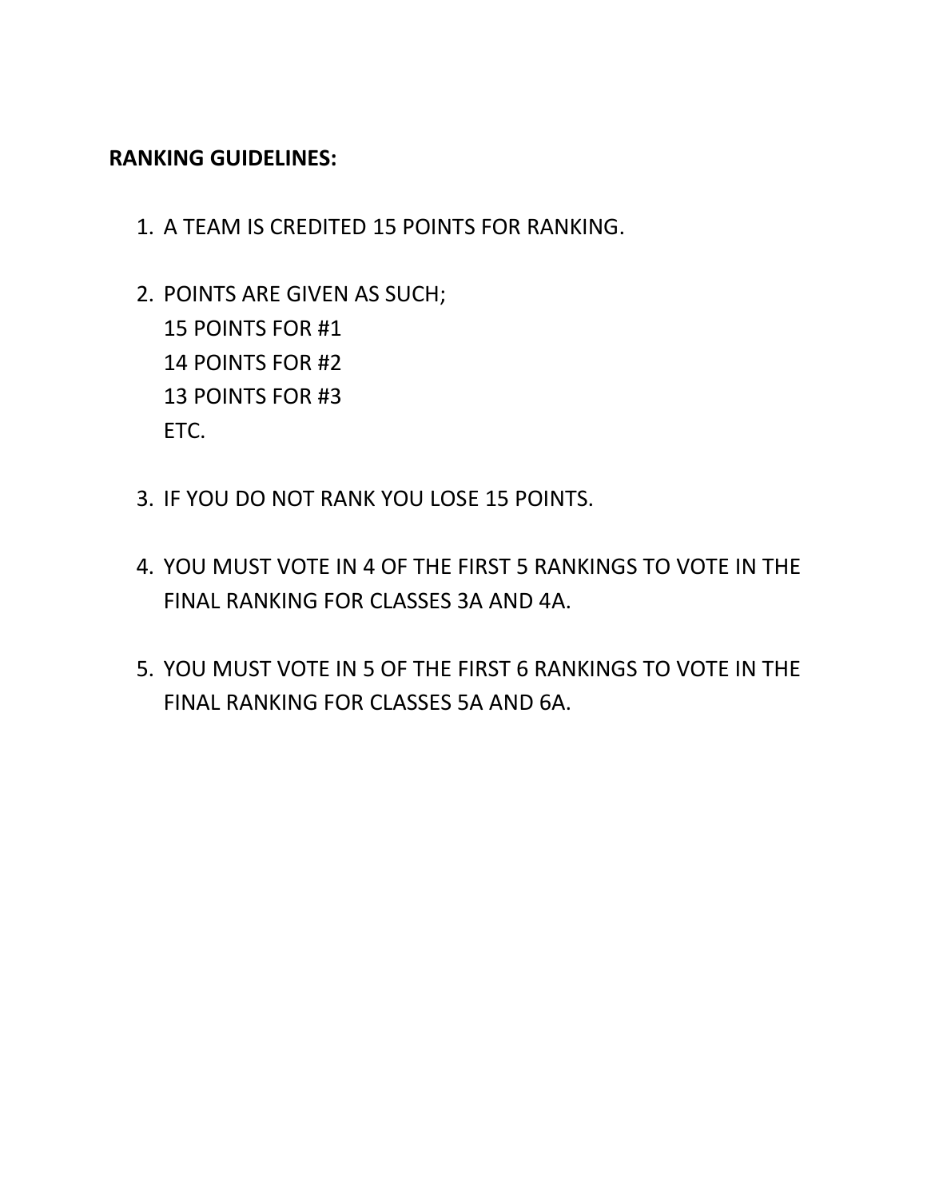**RANKING GUIDELINES:**

1. A TEAM IS CREDITED 15 POINTS FOR RANKING.

2. POINTS ARE GIVEN AS SUCH;
   15 POINTS FOR #1
   14 POINTS FOR #2
   13 POINTS FOR #3
   ETC.

3. IF YOU DO NOT RANK YOU LOSE 15 POINTS.

4. YOU MUST VOTE IN 4 OF THE FIRST 5 RANKINGS TO VOTE IN THE FINAL RANKING FOR CLASSES 3A AND 4A.

5. YOU MUST VOTE IN 5 OF THE FIRST 6 RANKINGS TO VOTE IN THE FINAL RANKING FOR CLASSES 5A AND 6A.